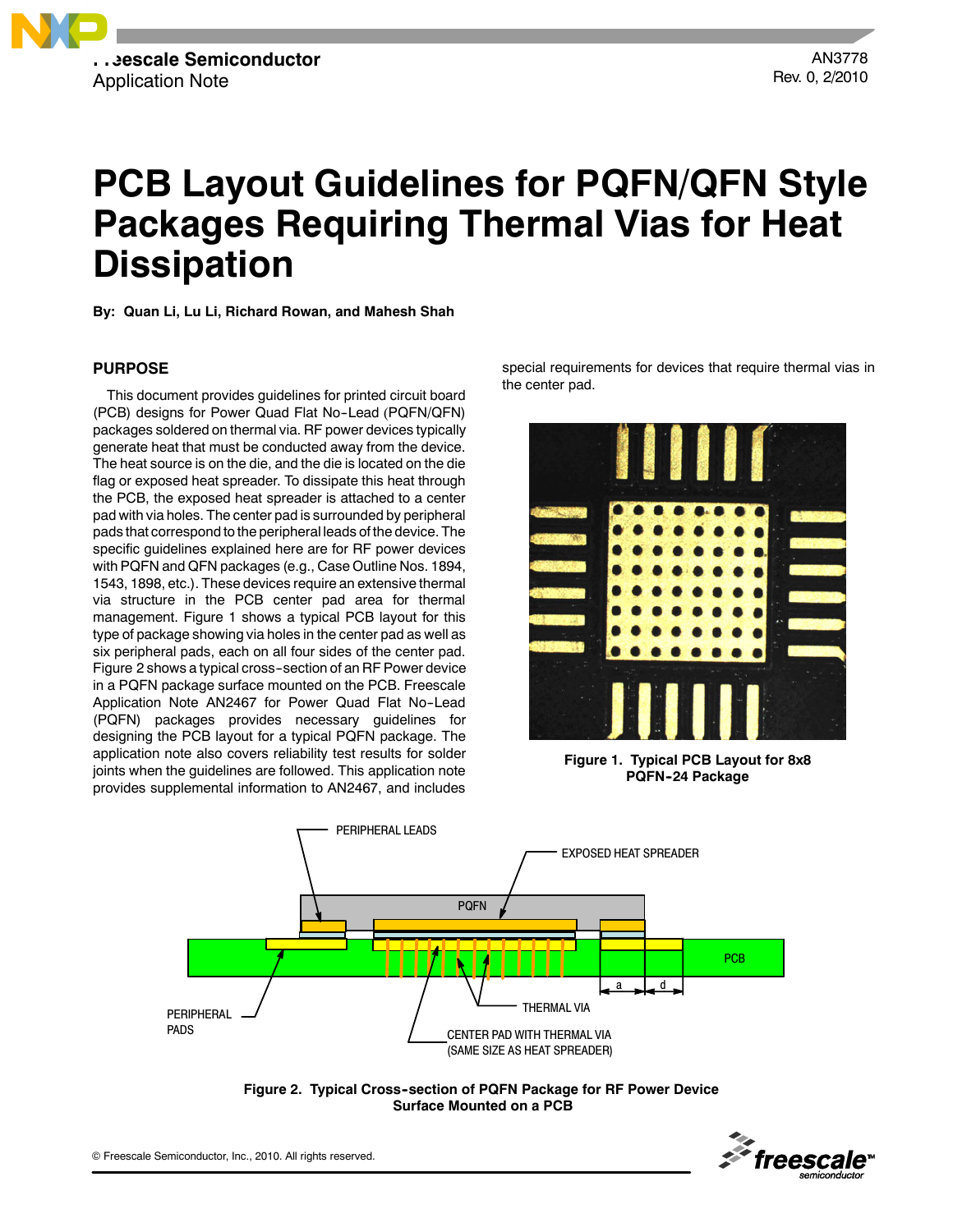Freescale Semiconductor
Application Note

AN3778
Rev. 0, 2/2010

# PCB Layout Guidelines for PQFN/QFN Style Packages Requiring Thermal Vias for Heat Dissipation

**By: Quan Li, Lu Li, Richard Rowan, and Mahesh Shah**

## PURPOSE

This document provides guidelines for printed circuit board (PCB) designs for Power Quad Flat No-Lead (PQFN/QFN) packages soldered on thermal via. RF power devices typically generate heat that must be conducted away from the device. The heat source is on the die, and the die is located on the die flag or exposed heat spreader. To dissipate this heat through the PCB, the exposed heat spreader is attached to a center pad with via holes. The center pad is surrounded by peripheral pads that correspond to the peripheral leads of the device. The specific guidelines explained here are for RF power devices with PQFN and QFN packages (e.g., Case Outline Nos. 1894, 1543, 1898, etc.). These devices require an extensive thermal via structure in the PCB center pad area for thermal management. Figure 1 shows a typical PCB layout for this type of package showing via holes in the center pad as well as six peripheral pads, each on all four sides of the center pad. Figure 2 shows a typical cross-section of an RF Power device in a PQFN package surface mounted on the PCB. Freescale Application Note AN2467 for Power Quad Flat No-Lead (PQFN) packages provides necessary guidelines for designing the PCB layout for a typical PQFN package. The application note also covers reliability test results for solder joints when the guidelines are followed. This application note provides supplemental information to AN2467, and includes special requirements for devices that require thermal vias in the center pad.

**Figure 1. Typical PCB Layout for 8x8 PQFN-24 Package**

PERIPHERAL LEADS
EXPOSED HEAT SPREADER
PQFN
PCB
a
d
PERIPHERAL PADS
THERMAL VIA
CENTER PAD WITH THERMAL VIA (SAME SIZE AS HEAT SPREADER)

**Figure 2. Typical Cross-section of PQFN Package for RF Power Device Surface Mounted on a PCB**

© Freescale Semiconductor, Inc., 2010. All rights reserved.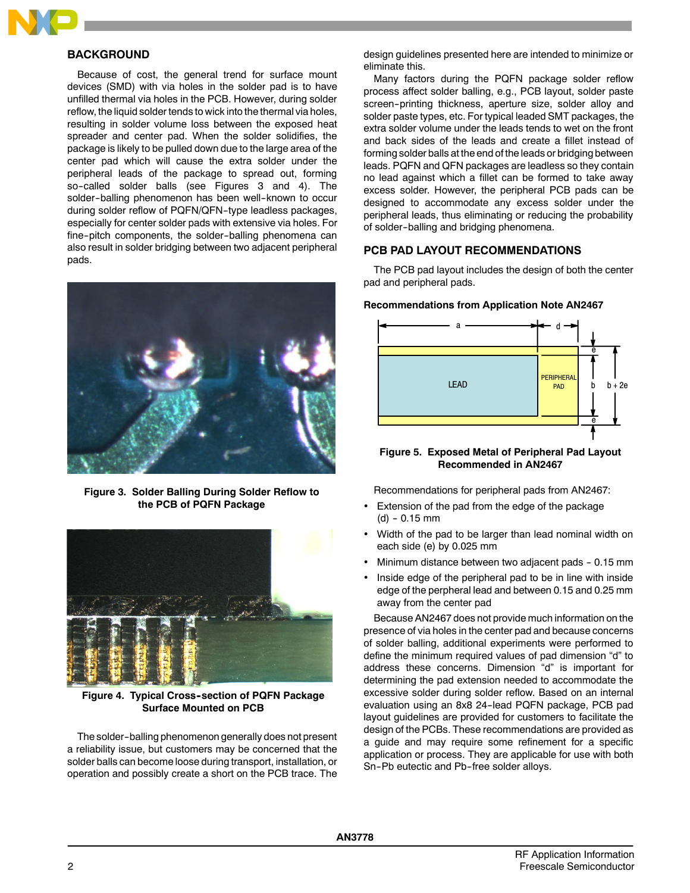## BACKGROUND

Because of cost, the general trend for surface mount devices (SMD) with via holes in the solder pad is to have unfilled thermal via holes in the PCB. However, during solder reflow, the liquid solder tends to wick into the thermal via holes, resulting in solder volume loss between the exposed heat spreader and center pad. When the solder solidifies, the package is likely to be pulled down due to the large area of the center pad which will cause the extra solder under the peripheral leads of the package to spread out, forming so-called solder balls (see Figures 3 and 4). The solder-balling phenomenon has been well-known to occur during solder reflow of PQFN/QFN-type leadless packages, especially for center solder pads with extensive via holes. For fine-pitch components, the solder-balling phenomena can also result in solder bridging between two adjacent peripheral pads.

**Figure 3. Solder Balling During Solder Reflow to the PCB of PQFN Package**

**Figure 4. Typical Cross-section of PQFN Package Surface Mounted on PCB**

The solder-balling phenomenon generally does not present a reliability issue, but customers may be concerned that the solder balls can become loose during transport, installation, or operation and possibly create a short on the PCB trace. The design guidelines presented here are intended to minimize or eliminate this.

Many factors during the PQFN package solder reflow process affect solder balling, e.g., PCB layout, solder paste screen-printing thickness, aperture size, solder alloy and solder paste types, etc. For typical leaded SMT packages, the extra solder volume under the leads tends to wet on the front and back sides of the leads and create a fillet instead of forming solder balls at the end of the leads or bridging between leads. PQFN and QFN packages are leadless so they contain no lead against which a fillet can be formed to take away excess solder. However, the peripheral PCB pads can be designed to accommodate any excess solder under the peripheral leads, thus eliminating or reducing the probability of solder-balling and bridging phenomena.

## PCB PAD LAYOUT RECOMMENDATIONS

The PCB pad layout includes the design of both the center pad and peripheral pads.

### Recommendations from Application Note AN2467

a
d
e
LEAD
PERIPHERAL PAD
b
b + 2e
e

**Figure 5. Exposed Metal of Peripheral Pad Layout Recommended in AN2467**

Recommendations for peripheral pads from AN2467:

- Extension of the pad from the edge of the package (d) - 0.15 mm
- Width of the pad to be larger than lead nominal width on each side (e) by 0.025 mm
- Minimum distance between two adjacent pads - 0.15 mm
- Inside edge of the peripheral pad to be in line with inside edge of the perpheral lead and between 0.15 and 0.25 mm away from the center pad

Because AN2467 does not provide much information on the presence of via holes in the center pad and because concerns of solder balling, additional experiments were performed to define the minimum required values of pad dimension "d" to address these concerns. Dimension "d" is important for determining the pad extension needed to accommodate the excessive solder during solder reflow. Based on an internal evaluation using an 8x8 24-lead PQFN package, PCB pad layout guidelines are provided for customers to facilitate the design of the PCBs. These recommendations are provided as a guide and may require some refinement for a specific application or process. They are applicable for use with both Sn-Pb eutectic and Pb-free solder alloys.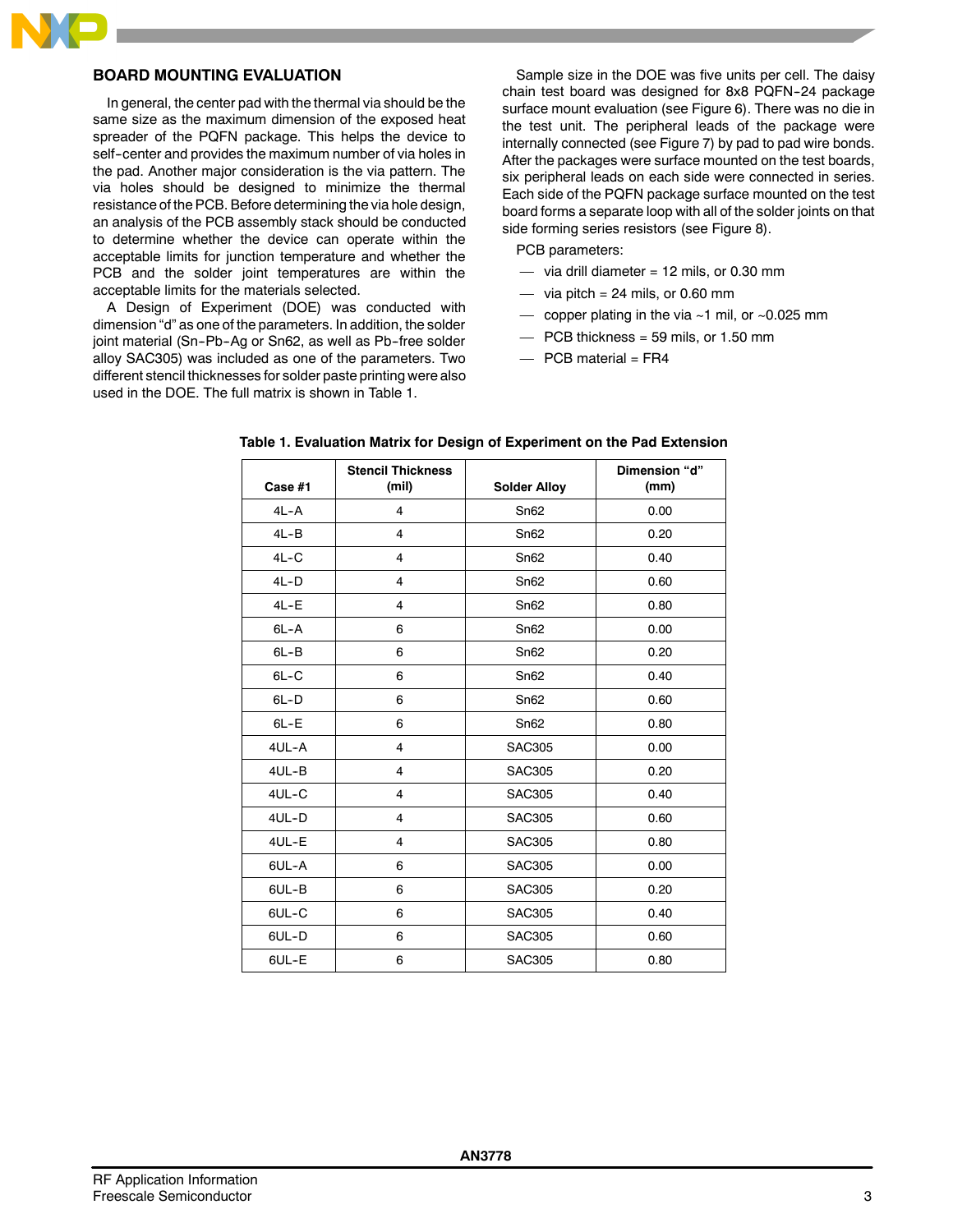## BOARD MOUNTING EVALUATION

In general, the center pad with the thermal via should be the same size as the maximum dimension of the exposed heat spreader of the PQFN package. This helps the device to self-center and provides the maximum number of via holes in the pad. Another major consideration is the via pattern. The via holes should be designed to minimize the thermal resistance of the PCB. Before determining the via hole design, an analysis of the PCB assembly stack should be conducted to determine whether the device can operate within the acceptable limits for junction temperature and whether the PCB and the solder joint temperatures are within the acceptable limits for the materials selected.

A Design of Experiment (DOE) was conducted with dimension "d" as one of the parameters. In addition, the solder joint material (Sn-Pb-Ag or Sn62, as well as Pb-free solder alloy SAC305) was included as one of the parameters. Two different stencil thicknesses for solder paste printing were also used in the DOE. The full matrix is shown in Table 1.

Sample size in the DOE was five units per cell. The daisy chain test board was designed for 8x8 PQFN-24 package surface mount evaluation (see Figure 6). There was no die in the test unit. The peripheral leads of the package were internally connected (see Figure 7) by pad to pad wire bonds. After the packages were surface mounted on the test boards, six peripheral leads on each side were connected in series. Each side of the PQFN package surface mounted on the test board forms a separate loop with all of the solder joints on that side forming series resistors (see Figure 8).

PCB parameters:

- via drill diameter = 12 mils, or 0.30 mm
- via pitch = 24 mils, or 0.60 mm
- copper plating in the via ~1 mil, or ~0.025 mm
- PCB thickness = 59 mils, or 1.50 mm
- PCB material = FR4

**Table 1. Evaluation Matrix for Design of Experiment on the Pad Extension**

| Case #1 | Stencil Thickness (mil) | Solder Alloy | Dimension "d" (mm) |
|---|---|---|---|
| 4L-A | 4 | Sn62 | 0.00 |
| 4L-B | 4 | Sn62 | 0.20 |
| 4L-C | 4 | Sn62 | 0.40 |
| 4L-D | 4 | Sn62 | 0.60 |
| 4L-E | 4 | Sn62 | 0.80 |
| 6L-A | 6 | Sn62 | 0.00 |
| 6L-B | 6 | Sn62 | 0.20 |
| 6L-C | 6 | Sn62 | 0.40 |
| 6L-D | 6 | Sn62 | 0.60 |
| 6L-E | 6 | Sn62 | 0.80 |
| 4UL-A | 4 | SAC305 | 0.00 |
| 4UL-B | 4 | SAC305 | 0.20 |
| 4UL-C | 4 | SAC305 | 0.40 |
| 4UL-D | 4 | SAC305 | 0.60 |
| 4UL-E | 4 | SAC305 | 0.80 |
| 6UL-A | 6 | SAC305 | 0.00 |
| 6UL-B | 6 | SAC305 | 0.20 |
| 6UL-C | 6 | SAC305 | 0.40 |
| 6UL-D | 6 | SAC305 | 0.60 |
| 6UL-E | 6 | SAC305 | 0.80 |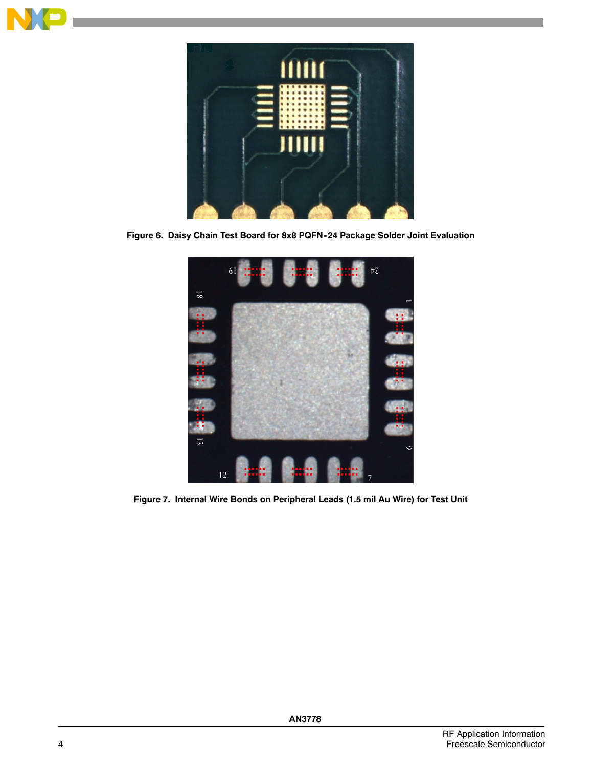Figure 6.  Daisy Chain Test Board for 8x8 PQFN-24 Package Solder Joint Evaluation

Figure 7.  Internal Wire Bonds on Peripheral Leads (1.5 mil Au Wire) for Test Unit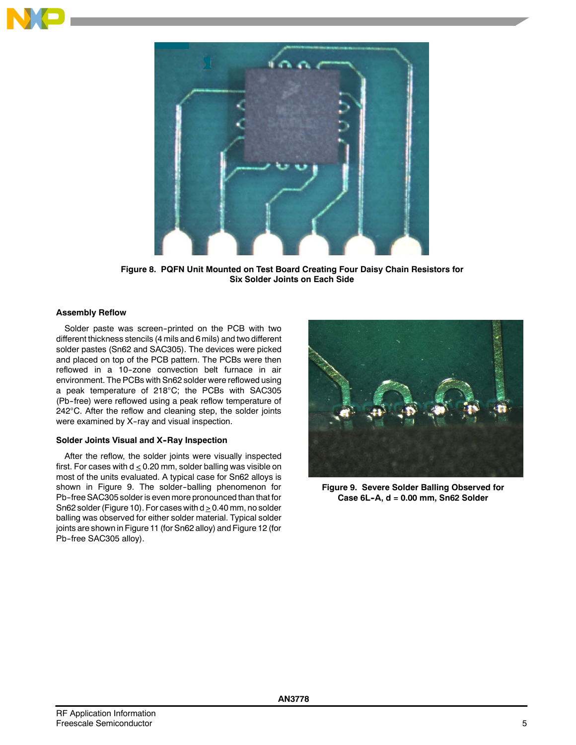Figure 8. PQFN Unit Mounted on Test Board Creating Four Daisy Chain Resistors for Six Solder Joints on Each Side

### Assembly Reflow

Solder paste was screen-printed on the PCB with two different thickness stencils (4 mils and 6 mils) and two different solder pastes (Sn62 and SAC305). The devices were picked and placed on top of the PCB pattern. The PCBs were then reflowed in a 10-zone convection belt furnace in air environment. The PCBs with Sn62 solder were reflowed using a peak temperature of 218°C; the PCBs with SAC305 (Pb-free) were reflowed using a peak reflow temperature of 242°C. After the reflow and cleaning step, the solder joints were examined by X-ray and visual inspection.

### Solder Joints Visual and X-Ray Inspection

After the reflow, the solder joints were visually inspected first. For cases with $d \leq 0.20$ mm, solder balling was visible on most of the units evaluated. A typical case for Sn62 alloys is shown in Figure 9. The solder-balling phenomenon for Pb-free SAC305 solder is even more pronounced than that for Sn62 solder (Figure 10). For cases with $d \geq 0.40$ mm, no solder balling was observed for either solder material. Typical solder joints are shown in Figure 11 (for Sn62 alloy) and Figure 12 (for Pb-free SAC305 alloy).

Figure 9. Severe Solder Balling Observed for Case 6L-A, d = 0.00 mm, Sn62 Solder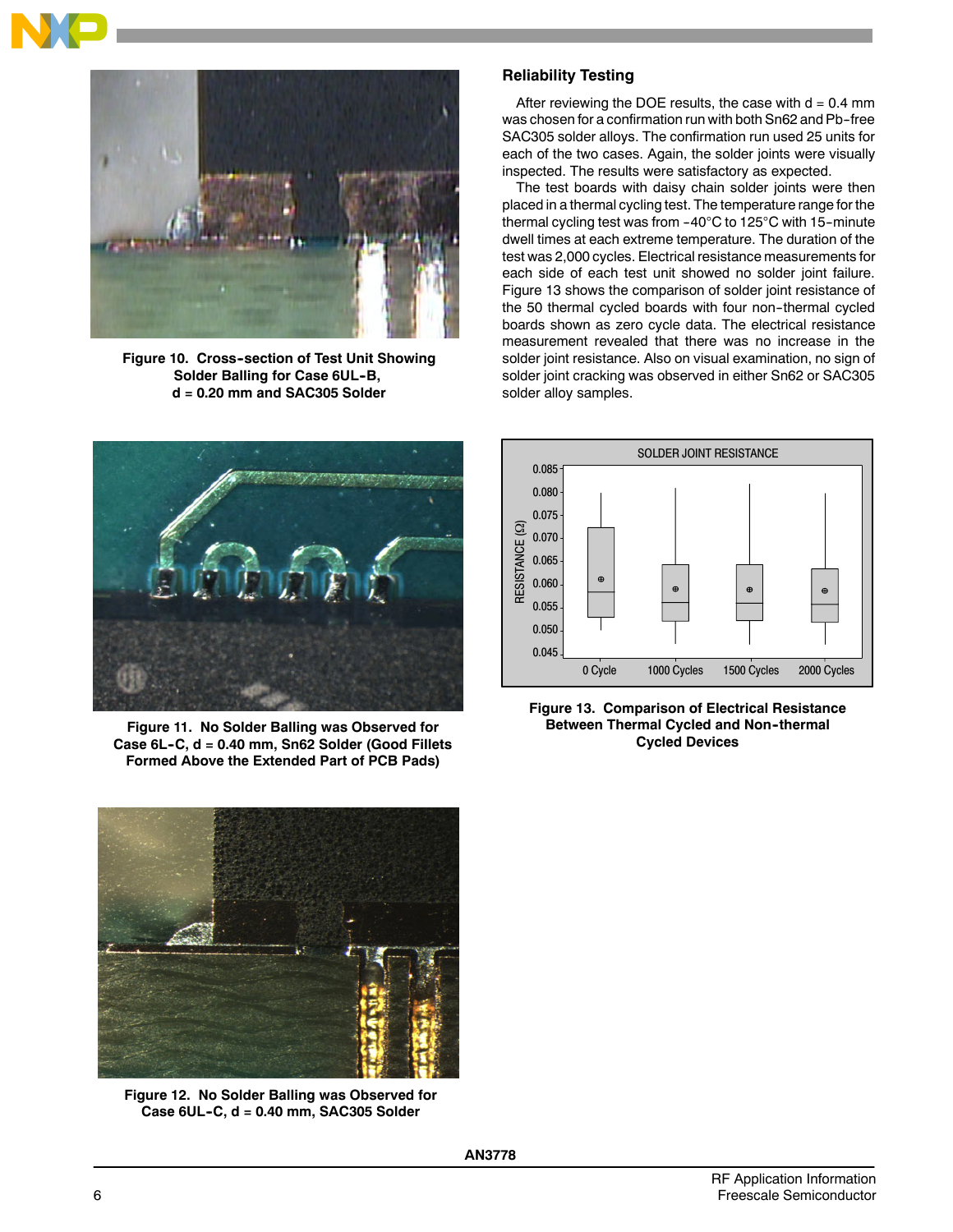Figure 10. Cross-section of Test Unit Showing Solder Balling for Case 6UL-B, d = 0.20 mm and SAC305 Solder

## Reliability Testing

After reviewing the DOE results, the case with d = 0.4 mm was chosen for a confirmation run with both Sn62 and Pb-free SAC305 solder alloys. The confirmation run used 25 units for each of the two cases. Again, the solder joints were visually inspected. The results were satisfactory as expected.

The test boards with daisy chain solder joints were then placed in a thermal cycling test. The temperature range for the thermal cycling test was from -40°C to 125°C with 15-minute dwell times at each extreme temperature. The duration of the test was 2,000 cycles. Electrical resistance measurements for each side of each test unit showed no solder joint failure. Figure 13 shows the comparison of solder joint resistance of the 50 thermal cycled boards with four non-thermal cycled boards shown as zero cycle data. The electrical resistance measurement revealed that there was no increase in the solder joint resistance. Also on visual examination, no sign of solder joint cracking was observed in either Sn62 or SAC305 solder alloy samples.

Figure 11. No Solder Balling was Observed for Case 6L-C, d = 0.40 mm, Sn62 Solder (Good Fillets Formed Above the Extended Part of PCB Pads)

SOLDER JOINT RESISTANCE

RESISTANCE (Ω)

0.085
0.080
0.075
0.070
0.065
0.060
0.055
0.050
0.045

0 Cycle
1000 Cycles
1500 Cycles
2000 Cycles

Figure 13. Comparison of Electrical Resistance Between Thermal Cycled and Non-thermal Cycled Devices

Figure 12. No Solder Balling was Observed for Case 6UL-C, d = 0.40 mm, SAC305 Solder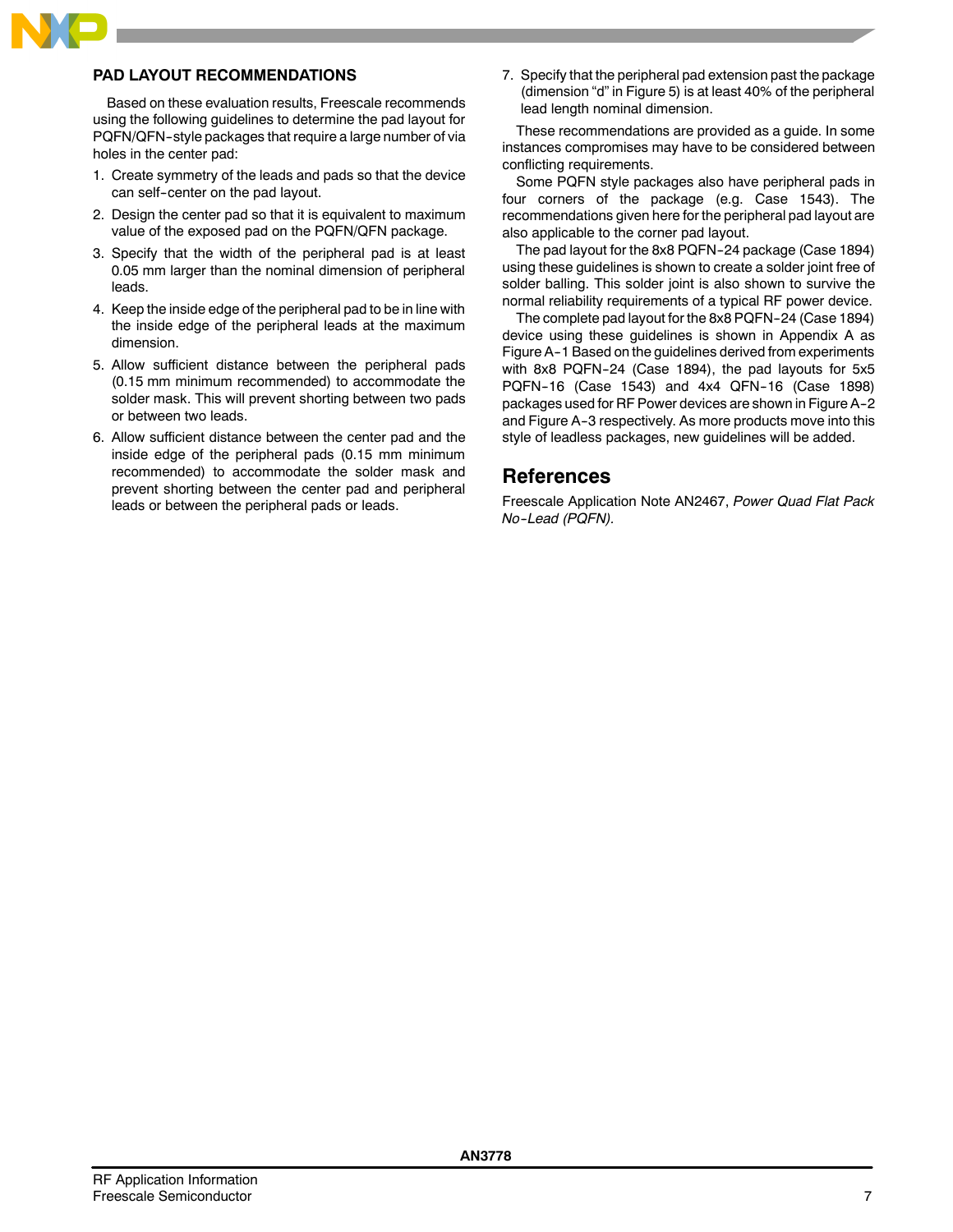### PAD LAYOUT RECOMMENDATIONS

Based on these evaluation results, Freescale recommends using the following guidelines to determine the pad layout for PQFN/QFN-style packages that require a large number of via holes in the center pad:

1. Create symmetry of the leads and pads so that the device can self-center on the pad layout.
2. Design the center pad so that it is equivalent to maximum value of the exposed pad on the PQFN/QFN package.
3. Specify that the width of the peripheral pad is at least 0.05 mm larger than the nominal dimension of peripheral leads.
4. Keep the inside edge of the peripheral pad to be in line with the inside edge of the peripheral leads at the maximum dimension.
5. Allow sufficient distance between the peripheral pads (0.15 mm minimum recommended) to accommodate the solder mask. This will prevent shorting between two pads or between two leads.
6. Allow sufficient distance between the center pad and the inside edge of the peripheral pads (0.15 mm minimum recommended) to accommodate the solder mask and prevent shorting between the center pad and peripheral leads or between the peripheral pads or leads.
7. Specify that the peripheral pad extension past the package (dimension "d" in Figure 5) is at least 40% of the peripheral lead length nominal dimension.

These recommendations are provided as a guide. In some instances compromises may have to be considered between conflicting requirements.

Some PQFN style packages also have peripheral pads in four corners of the package (e.g. Case 1543). The recommendations given here for the peripheral pad layout are also applicable to the corner pad layout.

The pad layout for the 8x8 PQFN-24 package (Case 1894) using these guidelines is shown to create a solder joint free of solder balling. This solder joint is also shown to survive the normal reliability requirements of a typical RF power device.

The complete pad layout for the 8x8 PQFN-24 (Case 1894) device using these guidelines is shown in Appendix A as Figure A-1 Based on the guidelines derived from experiments with 8x8 PQFN-24 (Case 1894), the pad layouts for 5x5 PQFN-16 (Case 1543) and 4x4 QFN-16 (Case 1898) packages used for RF Power devices are shown in Figure A-2 and Figure A-3 respectively. As more products move into this style of leadless packages, new guidelines will be added.

## References

Freescale Application Note AN2467, *Power Quad Flat Pack No-Lead (PQFN).*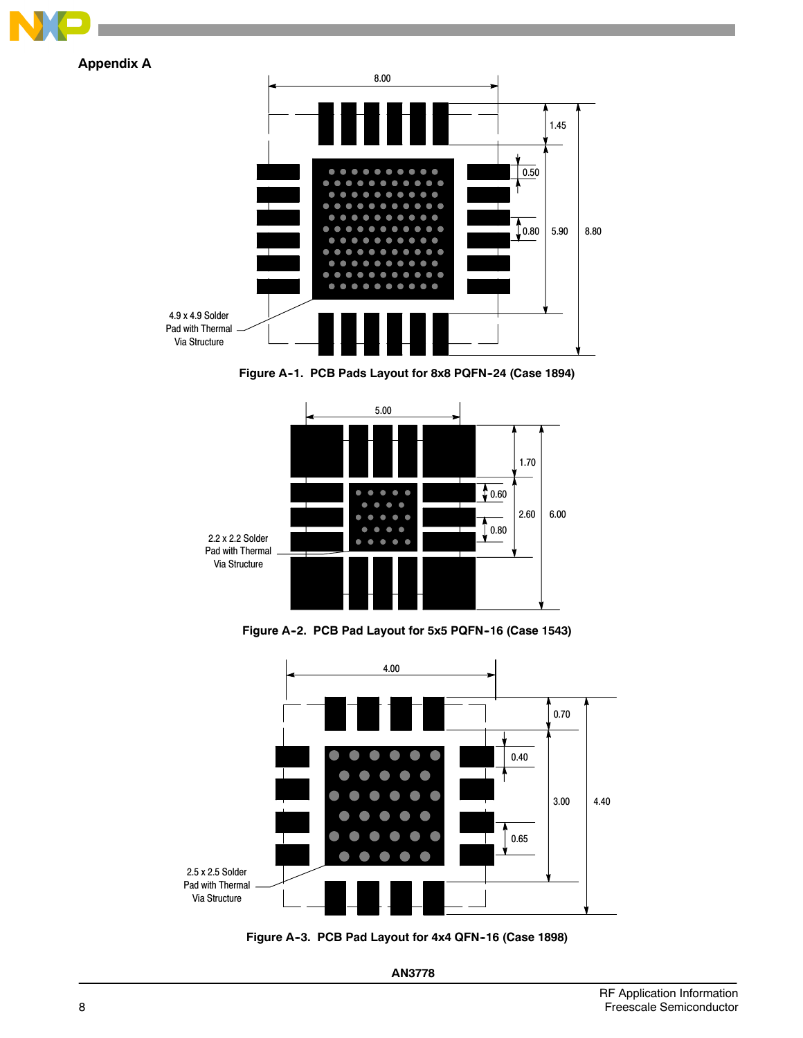## Appendix A

8.00

1.45

0.50

0.80

5.90

8.80

4.9 x 4.9 Solder Pad with Thermal Via Structure

**Figure A-1. PCB Pads Layout for 8x8 PQFN-24 (Case 1894)**

5.00

1.70

0.60

2.60

6.00

0.80

2.2 x 2.2 Solder Pad with Thermal Via Structure

**Figure A-2. PCB Pad Layout for 5x5 PQFN-16 (Case 1543)**

4.00

0.70

0.40

3.00

4.40

0.65

2.5 x 2.5 Solder Pad with Thermal Via Structure

**Figure A-3. PCB Pad Layout for 4x4 QFN-16 (Case 1898)**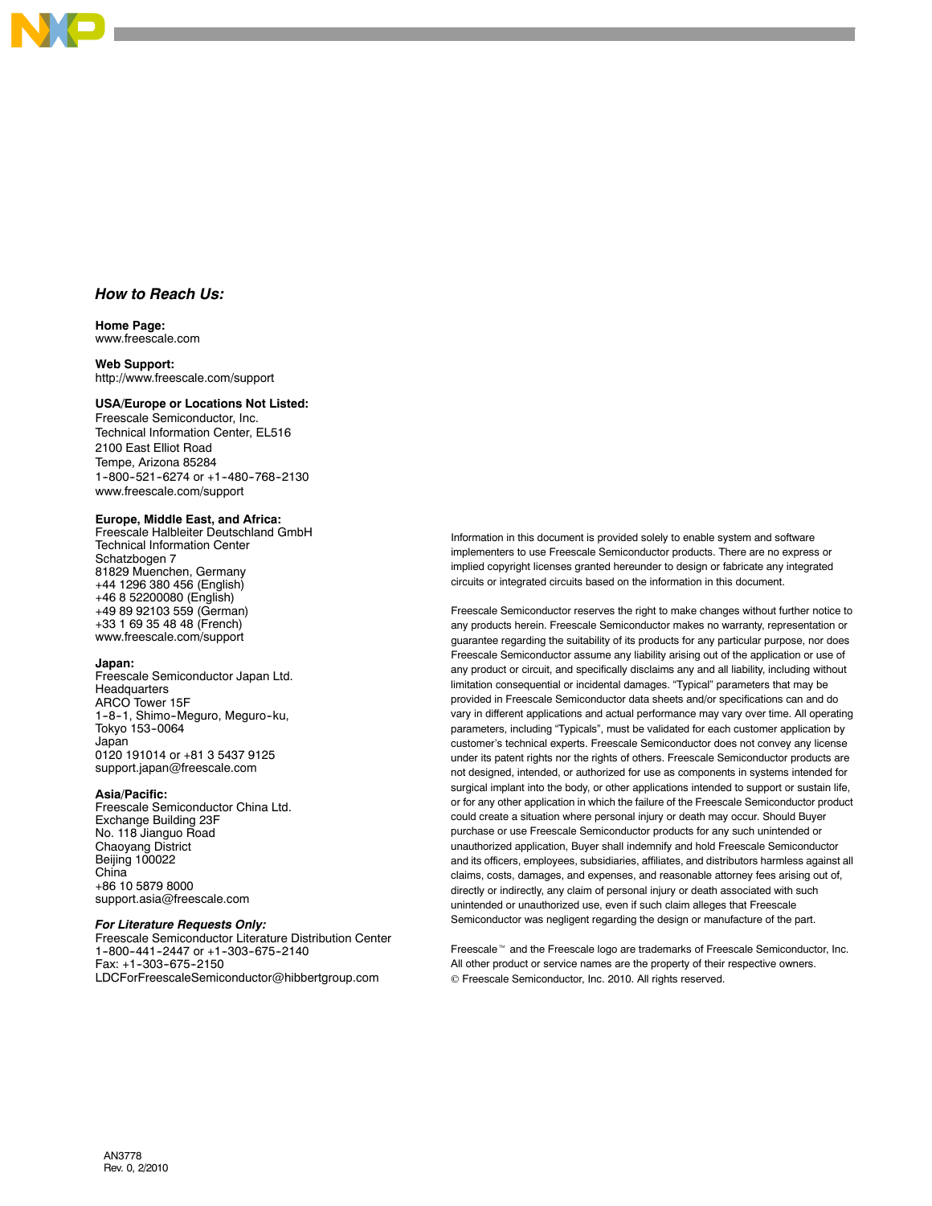## *How to Reach Us:*

**Home Page:**
www.freescale.com

**Web Support:**
http://www.freescale.com/support

**USA/Europe or Locations Not Listed:**
Freescale Semiconductor, Inc.
Technical Information Center, EL516
2100 East Elliot Road
Tempe, Arizona 85284
1-800-521-6274 or +1-480-768-2130
www.freescale.com/support

**Europe, Middle East, and Africa:**
Freescale Halbleiter Deutschland GmbH
Technical Information Center
Schatzbogen 7
81829 Muenchen, Germany
+44 1296 380 456 (English)
+46 8 52200080 (English)
+49 89 92103 559 (German)
+33 1 69 35 48 48 (French)
www.freescale.com/support

**Japan:**
Freescale Semiconductor Japan Ltd.
Headquarters
ARCO Tower 15F
1-8-1, Shimo-Meguro, Meguro-ku,
Tokyo 153-0064
Japan
0120 191014 or +81 3 5437 9125
support.japan@freescale.com

**Asia/Pacific:**
Freescale Semiconductor China Ltd.
Exchange Building 23F
No. 118 Jianguo Road
Chaoyang District
Beijing 100022
China
+86 10 5879 8000
support.asia@freescale.com

***For Literature Requests Only:***
Freescale Semiconductor Literature Distribution Center
1-800-441-2447 or +1-303-675-2140
Fax: +1-303-675-2150
LDCForFreescaleSemiconductor@hibbertgroup.com

Information in this document is provided solely to enable system and software implementers to use Freescale Semiconductor products. There are no express or implied copyright licenses granted hereunder to design or fabricate any integrated circuits or integrated circuits based on the information in this document.

Freescale Semiconductor reserves the right to make changes without further notice to any products herein. Freescale Semiconductor makes no warranty, representation or guarantee regarding the suitability of its products for any particular purpose, nor does Freescale Semiconductor assume any liability arising out of the application or use of any product or circuit, and specifically disclaims any and all liability, including without limitation consequential or incidental damages. "Typical" parameters that may be provided in Freescale Semiconductor data sheets and/or specifications can and do vary in different applications and actual performance may vary over time. All operating parameters, including "Typicals", must be validated for each customer application by customer's technical experts. Freescale Semiconductor does not convey any license under its patent rights nor the rights of others. Freescale Semiconductor products are not designed, intended, or authorized for use as components in systems intended for surgical implant into the body, or other applications intended to support or sustain life, or for any other application in which the failure of the Freescale Semiconductor product could create a situation where personal injury or death may occur. Should Buyer purchase or use Freescale Semiconductor products for any such unintended or unauthorized application, Buyer shall indemnify and hold Freescale Semiconductor and its officers, employees, subsidiaries, affiliates, and distributors harmless against all claims, costs, damages, and expenses, and reasonable attorney fees arising out of, directly or indirectly, any claim of personal injury or death associated with such unintended or unauthorized use, even if such claim alleges that Freescale Semiconductor was negligent regarding the design or manufacture of the part.

Freescale™ and the Freescale logo are trademarks of Freescale Semiconductor, Inc. All other product or service names are the property of their respective owners.
© Freescale Semiconductor, Inc. 2010. All rights reserved.

AN3778
Rev. 0, 2/2010